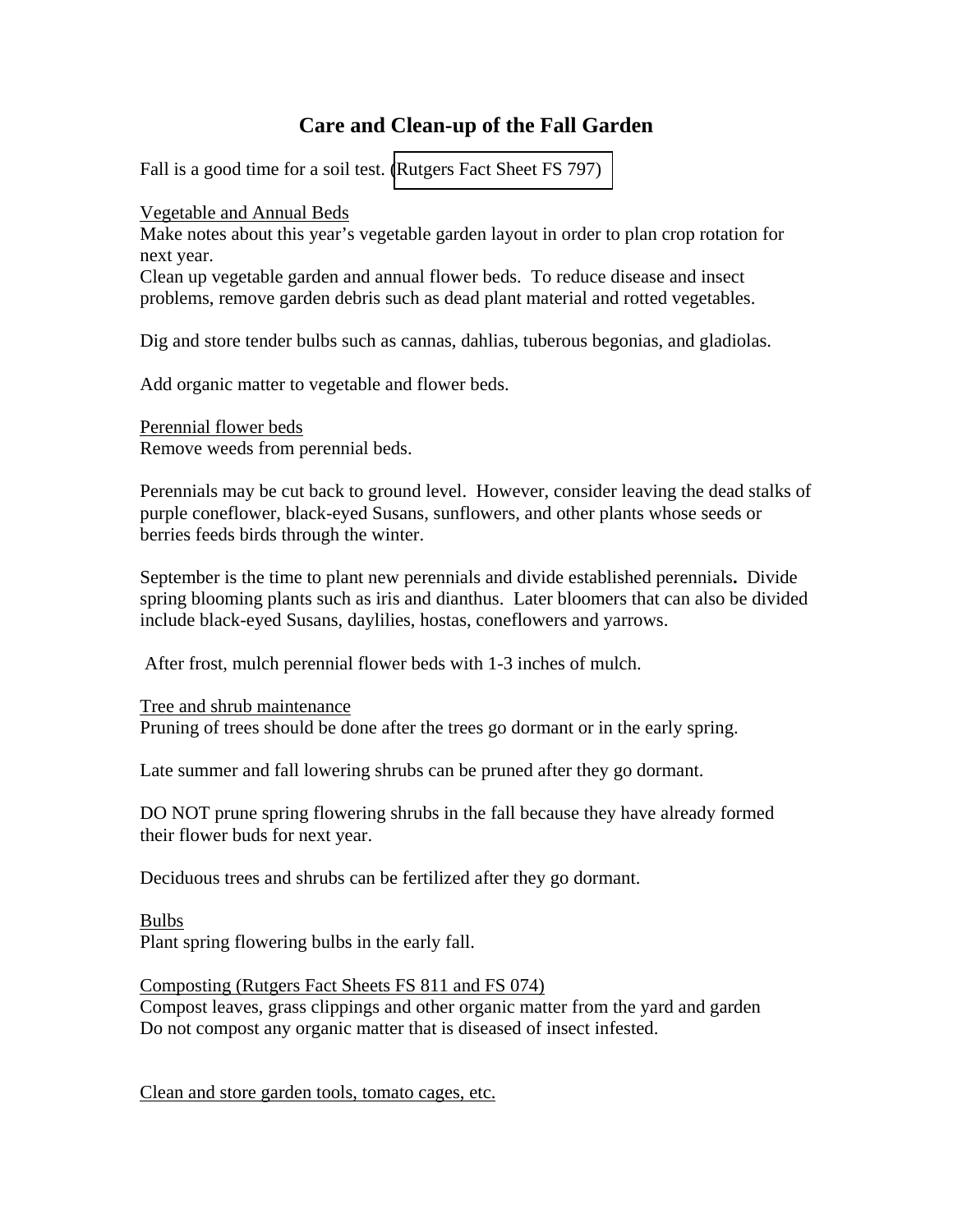# Care and Clean-up of the Fall Garden

Fall is a good time for a soil test. (Rutgers Fact Sheet FS 797)

<u>Vegetable and Annual Beds</u>

Make notes about this year's vegetable garden layout in order to plan crop rotation for next year.

Clean up vegetable garden and annual flower beds. To reduce disease and insect problems, remove garden debris such as dead plant material and rotted vegetables.

Dig and store tender bulbs such as cannas, dahlias, tuberous begonias, and gladiolas.

Add organic matter to vegetable and flower beds.

<u>Perennial flower beds</u>

Remove weeds from perennial beds.

Perennials may be cut back to ground level. However, consider leaving the dead stalks of purple coneflower, black-eyed Susans, sunflowers, and other plants whose seeds or berries feeds birds through the winter.

September is the time to plant new perennials and divide established perennials**.** Divide spring blooming plants such as iris and dianthus. Later bloomers that can also be divided include black-eyed Susans, daylilies, hostas, coneflowers and yarrows.

After frost, mulch perennial flower beds with 1-3 inches of mulch.

<u>Tree and shrub maintenance</u>

Pruning of trees should be done after the trees go dormant or in the early spring.

Late summer and fall lowering shrubs can be pruned after they go dormant.

DO NOT prune spring flowering shrubs in the fall because they have already formed their flower buds for next year.

Deciduous trees and shrubs can be fertilized after they go dormant.

<u>Bulbs</u>

Plant spring flowering bulbs in the early fall.

<u>Composting (Rutgers Fact Sheets FS 811 and FS 074)</u>

Compost leaves, grass clippings and other organic matter from the yard and garden
Do not compost any organic matter that is diseased of insect infested.

<u>Clean and store garden tools, tomato cages, etc.</u>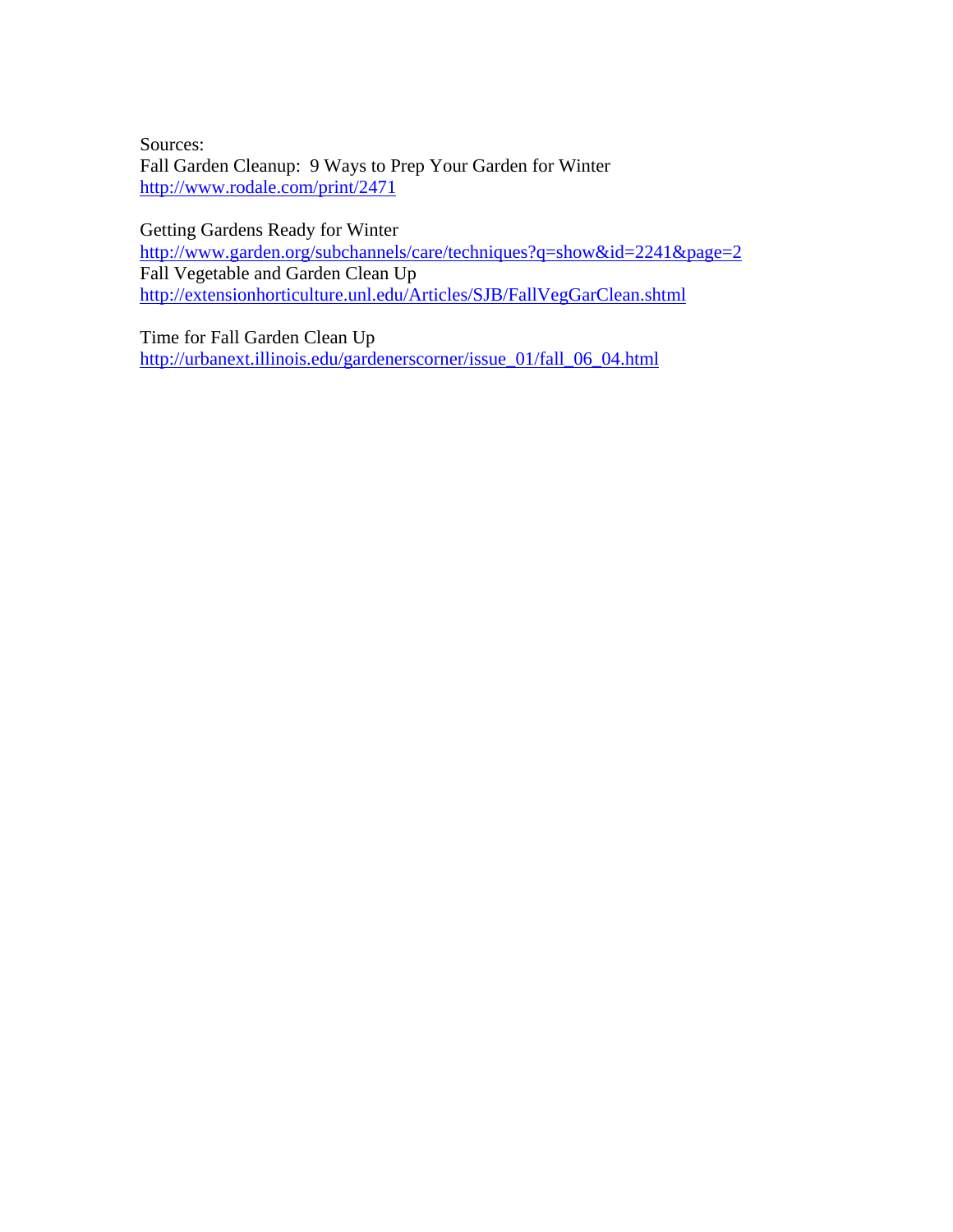Sources:
Fall Garden Cleanup: 9 Ways to Prep Your Garden for Winter
http://www.rodale.com/print/2471

Getting Gardens Ready for Winter
http://www.garden.org/subchannels/care/techniques?q=show&id=2241&page=2
Fall Vegetable and Garden Clean Up
http://extensionhorticulture.unl.edu/Articles/SJB/FallVegGarClean.shtml

Time for Fall Garden Clean Up
http://urbanext.illinois.edu/gardenerscorner/issue_01/fall_06_04.html